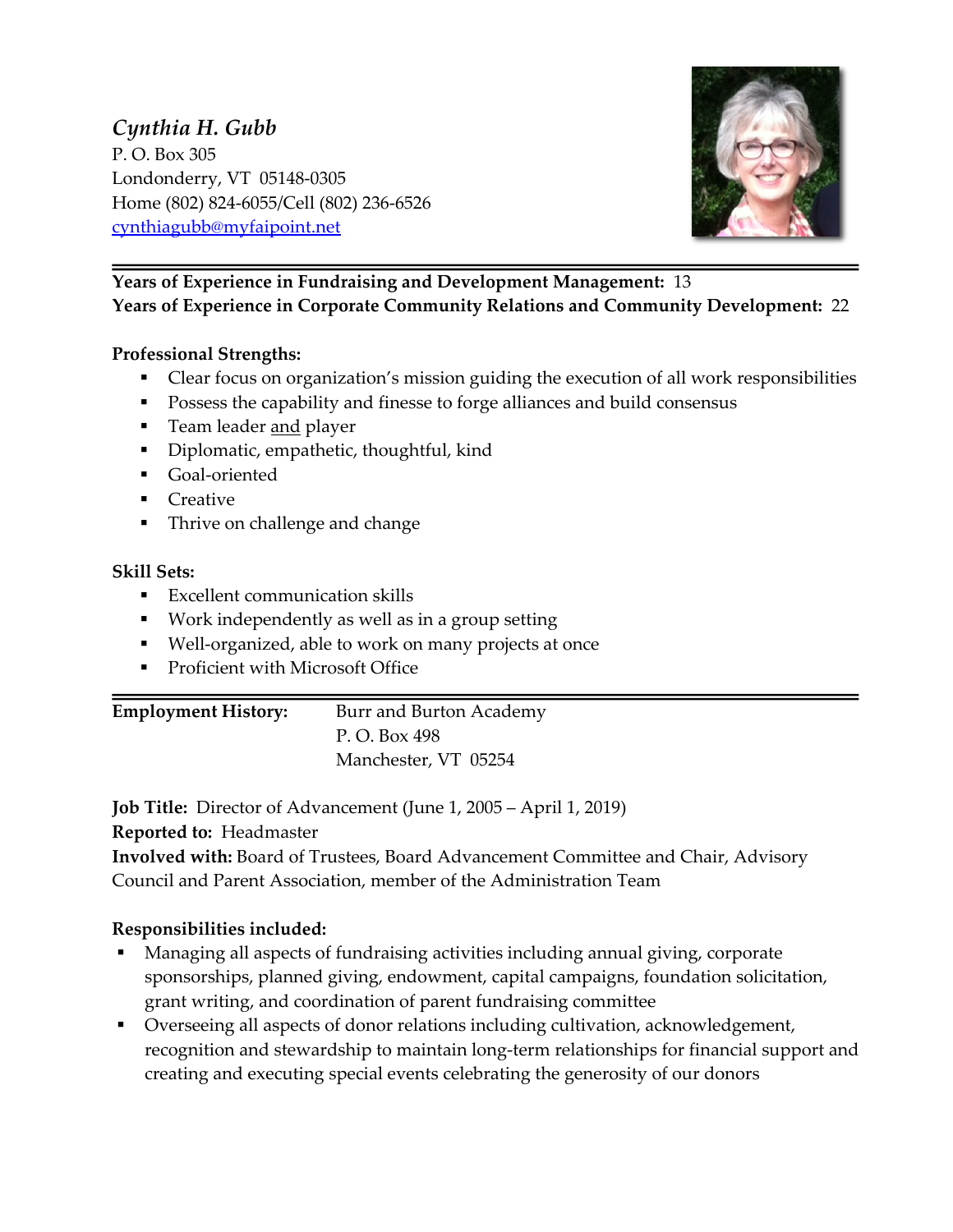*Cynthia H. Gubb*
P. O. Box 305
Londonderry, VT 05148-0305
Home (802) 824-6055/Cell (802) 236-6526
cynthiagubb@myfaipoint.net

---

**Years of Experience in Fundraising and Development Management:** 13
**Years of Experience in Corporate Community Relations and Community Development:** 22

**Professional Strengths:**

- Clear focus on organization's mission guiding the execution of all work responsibilities
- Possess the capability and finesse to forge alliances and build consensus
- Team leader and player
- Diplomatic, empathetic, thoughtful, kind
- Goal-oriented
- Creative
- Thrive on challenge and change

**Skill Sets:**

- Excellent communication skills
- Work independently as well as in a group setting
- Well-organized, able to work on many projects at once
- Proficient with Microsoft Office

---

**Employment History:** Burr and Burton Academy
P. O. Box 498
Manchester, VT 05254

**Job Title:** Director of Advancement (June 1, 2005 – April 1, 2019)
**Reported to:** Headmaster
**Involved with:** Board of Trustees, Board Advancement Committee and Chair, Advisory Council and Parent Association, member of the Administration Team

**Responsibilities included:**

- Managing all aspects of fundraising activities including annual giving, corporate sponsorships, planned giving, endowment, capital campaigns, foundation solicitation, grant writing, and coordination of parent fundraising committee
- Overseeing all aspects of donor relations including cultivation, acknowledgement, recognition and stewardship to maintain long-term relationships for financial support and creating and executing special events celebrating the generosity of our donors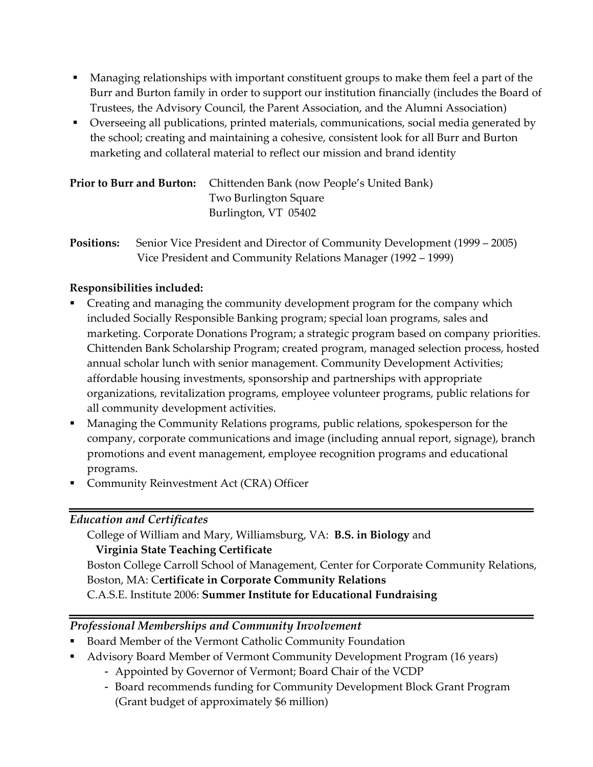- Managing relationships with important constituent groups to make them feel a part of the Burr and Burton family in order to support our institution financially (includes the Board of Trustees, the Advisory Council, the Parent Association, and the Alumni Association)
- Overseeing all publications, printed materials, communications, social media generated by the school; creating and maintaining a cohesive, consistent look for all Burr and Burton marketing and collateral material to reflect our mission and brand identity

**Prior to Burr and Burton:** Chittenden Bank (now People's United Bank)
Two Burlington Square
Burlington, VT 05402

**Positions:** Senior Vice President and Director of Community Development (1999 – 2005)
Vice President and Community Relations Manager (1992 – 1999)

**Responsibilities included:**

- Creating and managing the community development program for the company which included Socially Responsible Banking program; special loan programs, sales and marketing. Corporate Donations Program; a strategic program based on company priorities. Chittenden Bank Scholarship Program; created program, managed selection process, hosted annual scholar lunch with senior management. Community Development Activities; affordable housing investments, sponsorship and partnerships with appropriate organizations, revitalization programs, employee volunteer programs, public relations for all community development activities.
- Managing the Community Relations programs, public relations, spokesperson for the company, corporate communications and image (including annual report, signage), branch promotions and event management, employee recognition programs and educational programs.
- Community Reinvestment Act (CRA) Officer

## *Education and Certificates*

College of William and Mary, Williamsburg, VA: **B.S. in Biology** and
**Virginia State Teaching Certificate**

Boston College Carroll School of Management, Center for Corporate Community Relations, Boston, MA: C**ertificate in Corporate Community Relations**

C.A.S.E. Institute 2006: **Summer Institute for Educational Fundraising**

## *Professional Memberships and Community Involvement*

- Board Member of the Vermont Catholic Community Foundation
- Advisory Board Member of Vermont Community Development Program (16 years)
  - Appointed by Governor of Vermont; Board Chair of the VCDP
  - Board recommends funding for Community Development Block Grant Program (Grant budget of approximately $6 million)